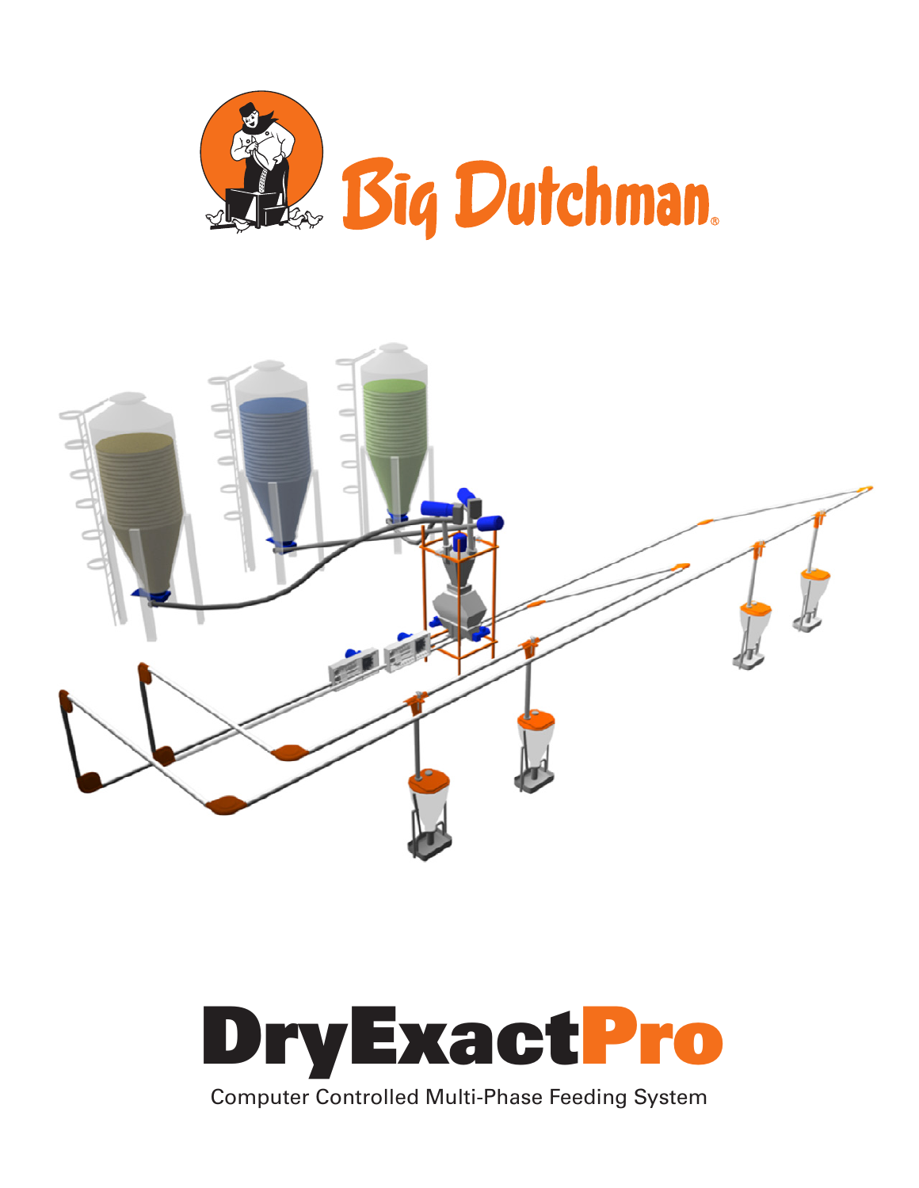Big Dutchman

# DryExactPro

Computer Controlled Multi-Phase Feeding System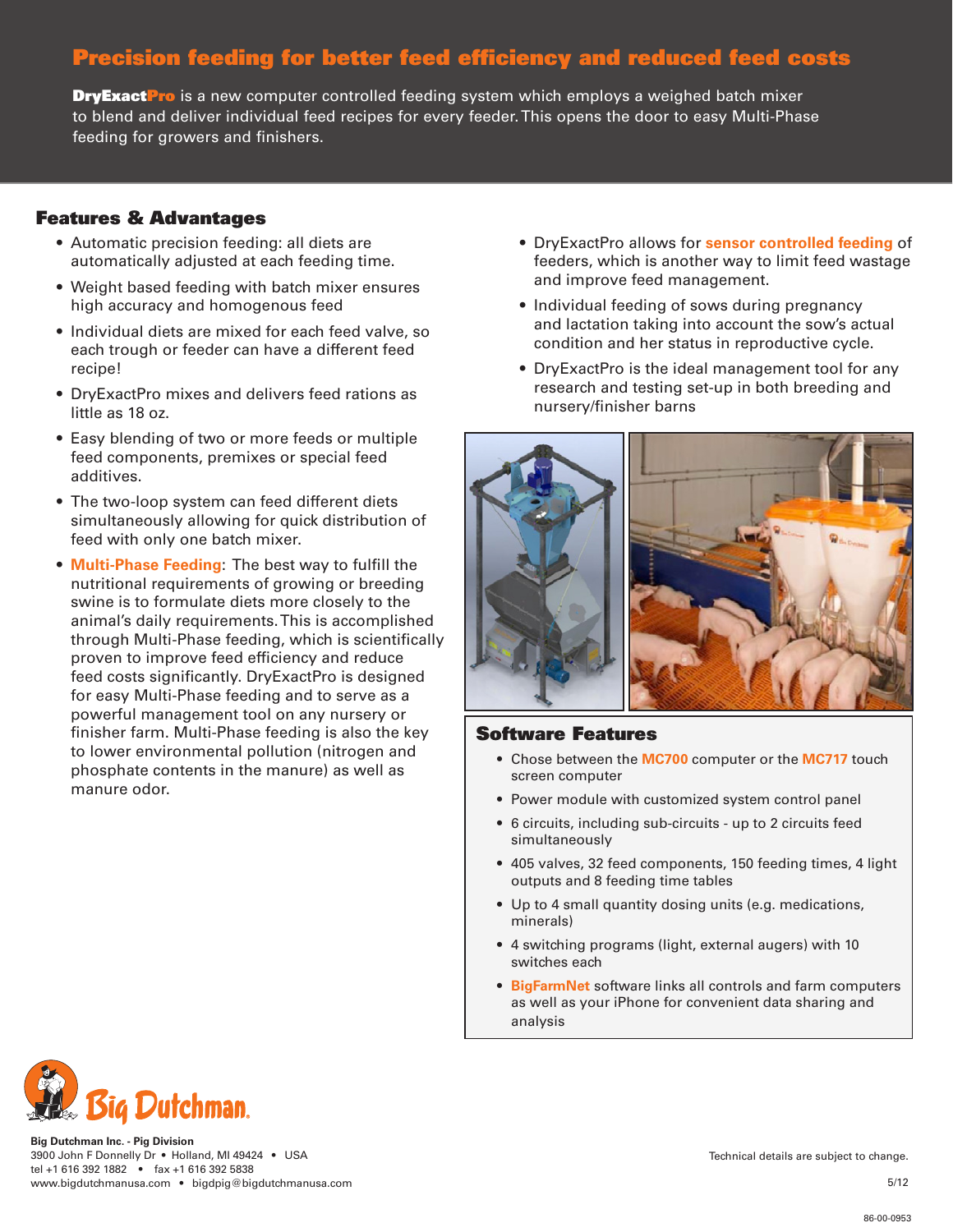## Precision feeding for better feed efficiency and reduced feed costs

**DryExactPro** is a new computer controlled feeding system which employs a weighed batch mixer to blend and deliver individual feed recipes for every feeder. This opens the door to easy Multi-Phase feeding for growers and finishers.

### Features & Advantages

- Automatic precision feeding: all diets are automatically adjusted at each feeding time.
- Weight based feeding with batch mixer ensures high accuracy and homogenous feed
- Individual diets are mixed for each feed valve, so each trough or feeder can have a different feed recipe!
- DryExactPro mixes and delivers feed rations as little as 18 oz.
- Easy blending of two or more feeds or multiple feed components, premixes or special feed additives.
- The two-loop system can feed different diets simultaneously allowing for quick distribution of feed with only one batch mixer.
- **Multi-Phase Feeding**: The best way to fulfill the nutritional requirements of growing or breeding swine is to formulate diets more closely to the animal's daily requirements. This is accomplished through Multi-Phase feeding, which is scientifically proven to improve feed efficiency and reduce feed costs significantly. DryExactPro is designed for easy Multi-Phase feeding and to serve as a powerful management tool on any nursery or finisher farm. Multi-Phase feeding is also the key to lower environmental pollution (nitrogen and phosphate contents in the manure) as well as manure odor.
- DryExactPro allows for **sensor controlled feeding** of feeders, which is another way to limit feed wastage and improve feed management.
- Individual feeding of sows during pregnancy and lactation taking into account the sow's actual condition and her status in reproductive cycle.
- DryExactPro is the ideal management tool for any research and testing set-up in both breeding and nursery/finisher barns

### Software Features

- Chose between the **MC700** computer or the **MC717** touch screen computer
- Power module with customized system control panel
- 6 circuits, including sub-circuits - up to 2 circuits feed simultaneously
- 405 valves, 32 feed components, 150 feeding times, 4 light outputs and 8 feeding time tables
- Up to 4 small quantity dosing units (e.g. medications, minerals)
- 4 switching programs (light, external augers) with 10 switches each
- **BigFarmNet** software links all controls and farm computers as well as your iPhone for convenient data sharing and analysis

Big Dutchman

**Big Dutchman Inc. - Pig Division**
3900 John F Donnelly Dr • Holland, MI 49424 • USA
tel +1 616 392 1882 • fax +1 616 392 5838
www.bigdutchmanusa.com • bigdpig@bigdutchmanusa.com

Technical details are subject to change.

5/12

86-00-0953